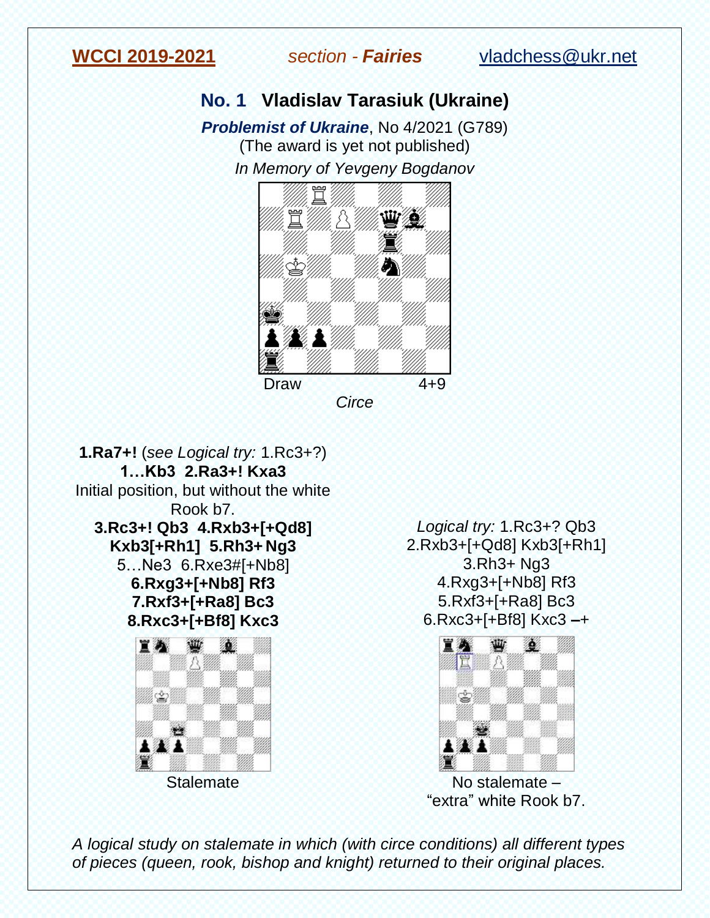**WCCI 2019-2021** *section - **Fairies*** vladchess@ukr.net

## No. 1 Vladislav Tarasiuk (Ukraine)

***Problemist of Ukraine***, No 4/2021 (G789)

(The award is yet not published)

*In Memory of Yevgeny Bogdanov*

Draw 4+9

*Circe*

**1.Ra7+!** (*see Logical try:* 1.Rc3+?)

**1…Kb3 2.Ra3+! Kxa3**

Initial position, but without the white Rook b7.

**3.Rc3+! Qb3 4.Rxb3+[+Qd8] Kxb3[+Rh1] 5.Rh3+ Ng3**

5…Ne3 6.Rxe3#[+Nb8]

**6.Rxg3+[+Nb8] Rf3**

**7.Rxf3+[+Ra8] Bc3**

**8.Rxc3+[+Bf8] Kxc3**

Stalemate

*Logical try:* 1.Rc3+? Qb3

2.Rxb3+[+Qd8] Kxb3[+Rh1]

3.Rh3+ Ng3

4.Rxg3+[+Nb8] Rf3

5.Rxf3+[+Ra8] Bc3

6.Rxc3+[+Bf8] Kxc3 **–+**

No stalemate – "extra" white Rook b7.

*A logical study on stalemate in which (with circe conditions) all different types of pieces (queen, rook, bishop and knight) returned to their original places.*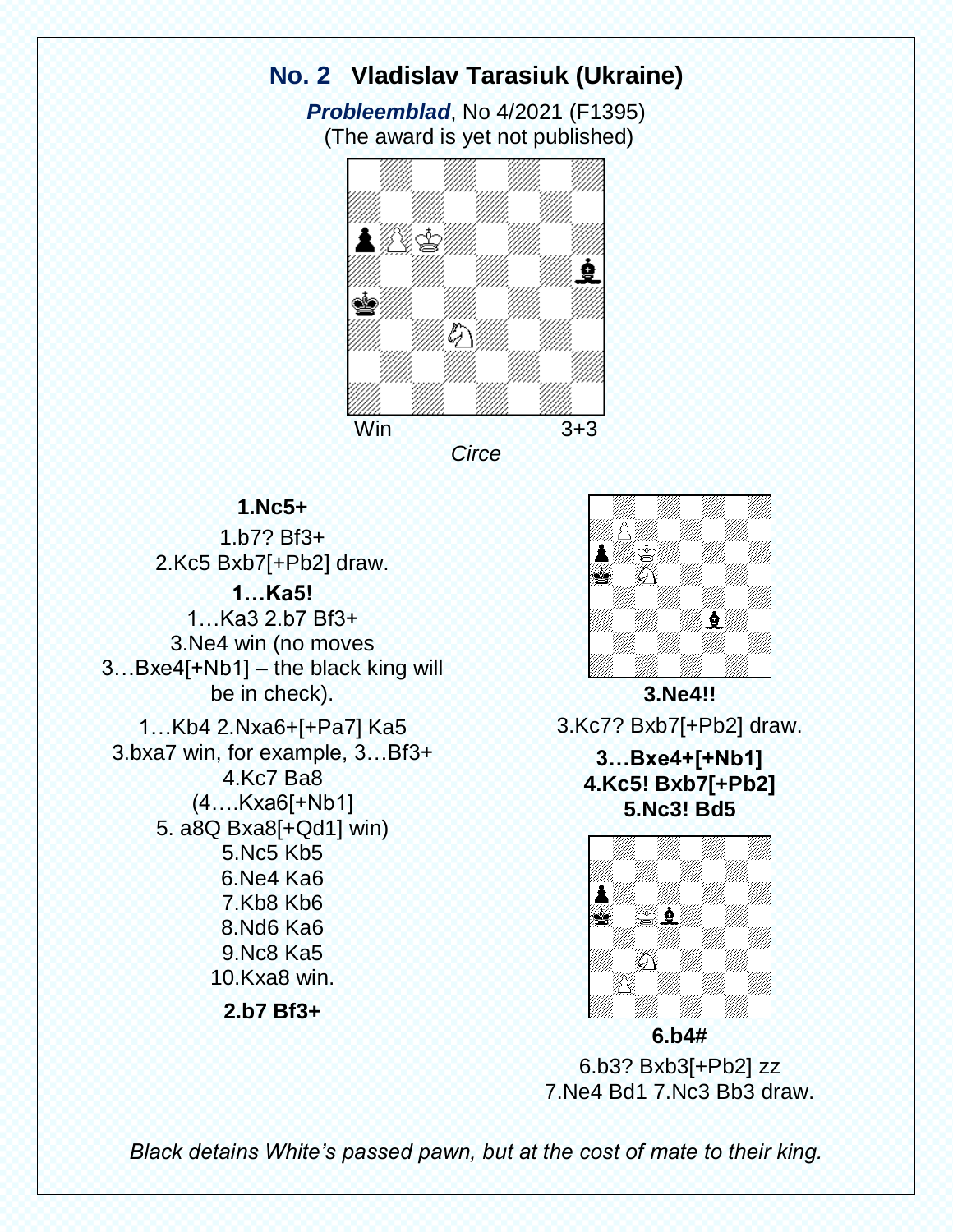## No. 2 Vladislav Tarasiuk (Ukraine)

***Probleemblad***, No 4/2021 (F1395)
(The award is yet not published)

Win 3+3

*Circe*

**1.Nc5+**

1.b7? Bf3+
2.Kc5 Bxb7[+Pb2] draw.

**1…Ka5!**

1…Ka3 2.b7 Bf3+
3.Ne4 win (no moves
3…Bxe4[+Nb1] – the black king will
be in check).

1…Kb4 2.Nxa6+[+Pa7] Ka5
3.bxa7 win, for example, 3…Bf3+
4.Kc7 Ba8
(4….Kxa6[+Nb1]
5. a8Q Bxa8[+Qd1] win)
5.Nc5 Kb5
6.Ne4 Ka6
7.Kb8 Kb6
8.Nd6 Ka6
9.Nc8 Ka5
10.Kxa8 win.

**2.b7 Bf3+**

**3.Ne4!!**

3.Kc7? Bxb7[+Pb2] draw.

**3…Bxe4+[+Nb1]**
**4.Kc5! Bxb7[+Pb2]**
**5.Nc3! Bd5**

**6.b4#**

6.b3? Bxb3[+Pb2] zz
7.Ne4 Bd1 7.Nc3 Bb3 draw.

*Black detains White's passed pawn, but at the cost of mate to their king.*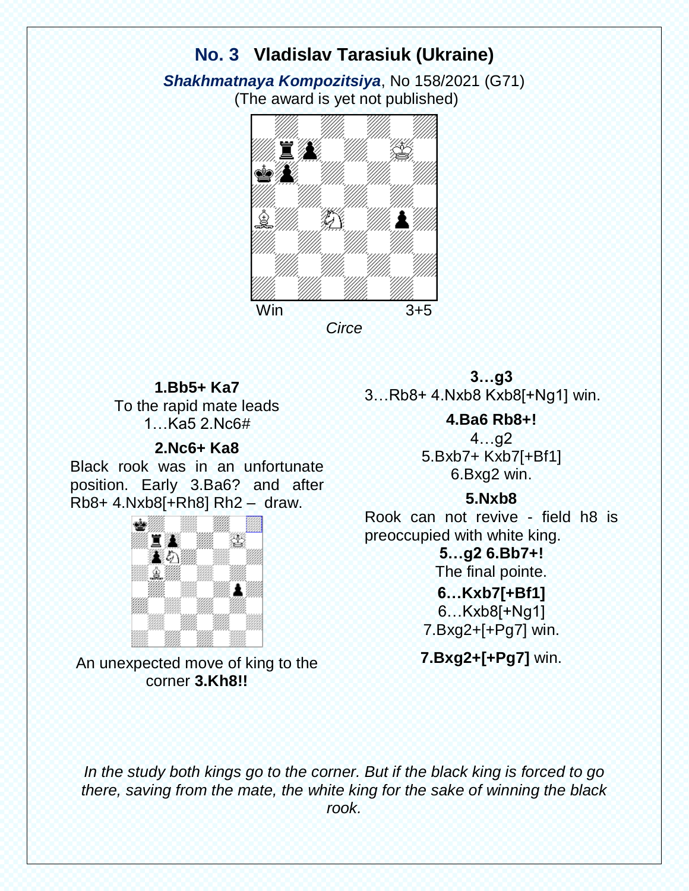## No. 3 Vladislav Tarasiuk (Ukraine)

***Shakhmatnaya Kompozitsiya***, No 158/2021 (G71)
(The award is yet not published)

Win 3+5

*Circe*

**1.Bb5+ Ka7**
To the rapid mate leads 1…Ka5 2.Nc6#

**2.Nc6+ Ka8**
Black rook was in an unfortunate position. Early 3.Ba6? and after Rb8+ 4.Nxb8[+Rh8] Rh2 – draw.

An unexpected move of king to the corner **3.Kh8!!**

**3…g3**
3…Rb8+ 4.Nxb8 Kxb8[+Ng1] win.

**4.Ba6 Rb8+!**
4…g2
5.Bxb7+ Kxb7[+Bf1]
6.Bxg2 win.

**5.Nxb8**
Rook can not revive - field h8 is preoccupied with white king.

**5…g2 6.Bb7+!**
The final pointe.

**6…Kxb7[+Bf1]**
6…Kxb8[+Ng1]
7.Bxg2+[+Pg7] win.

**7.Bxg2+[+Pg7]** win.

*In the study both kings go to the corner. But if the black king is forced to go there, saving from the mate, the white king for the sake of winning the black rook.*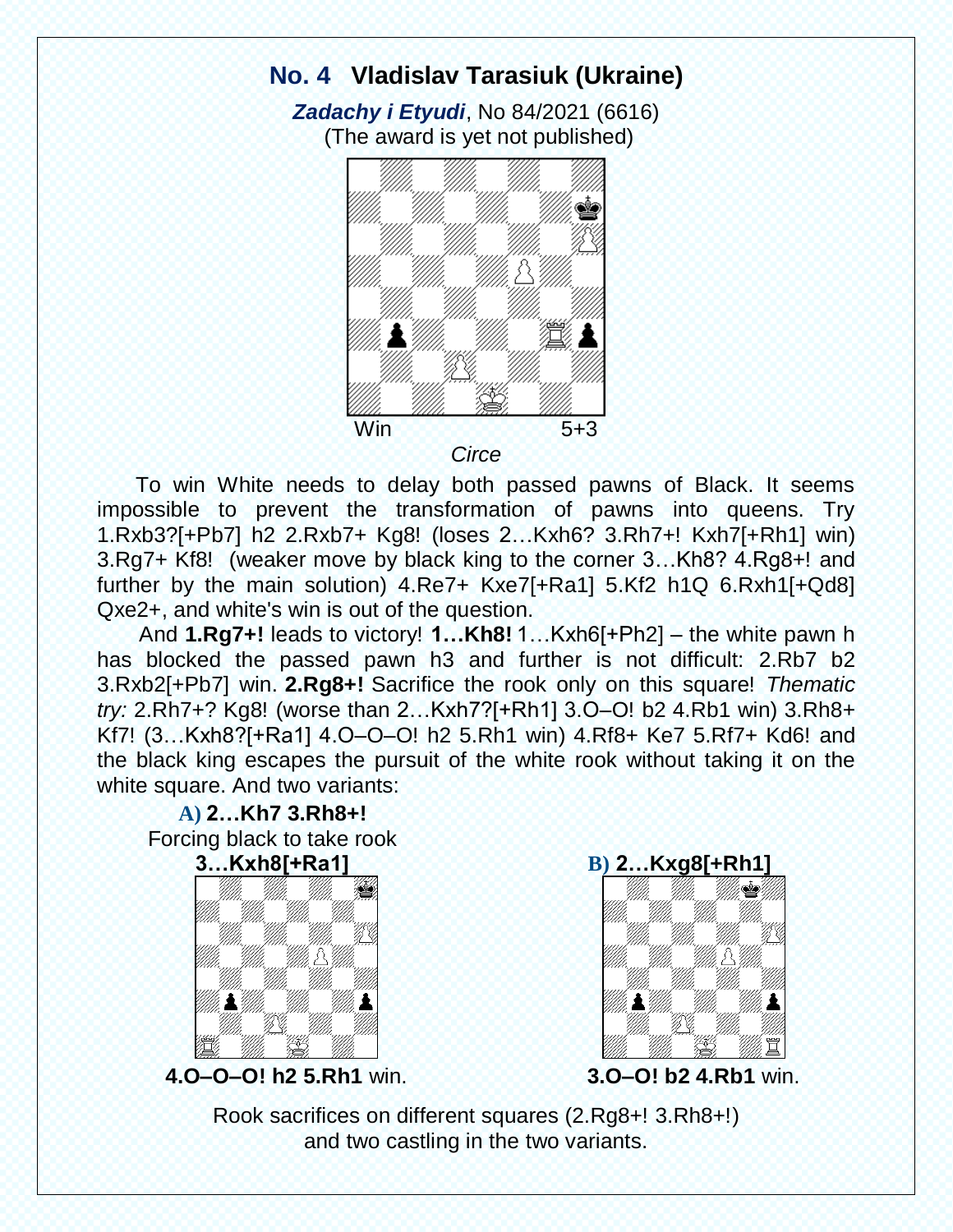## No. 4 Vladislav Tarasiuk (Ukraine)

***Zadachy i Etyudi***, No 84/2021 (6616)
(The award is yet not published)

Win 5+3

*Circe*

To win White needs to delay both passed pawns of Black. It seems impossible to prevent the transformation of pawns into queens. Try 1.Rxb3?[+Pb7] h2 2.Rxb7+ Kg8! (loses 2…Kxh6? 3.Rh7+! Kxh7[+Rh1] win) 3.Rg7+ Kf8! (weaker move by black king to the corner 3…Kh8? 4.Rg8+! and further by the main solution) 4.Re7+ Kxe7[+Ra1] 5.Kf2 h1Q 6.Rxh1[+Qd8] Qxe2+, and white's win is out of the question.

And **1.Rg7+!** leads to victory! **1…Kh8!** 1…Kxh6[+Ph2] – the white pawn h has blocked the passed pawn h3 and further is not difficult: 2.Rb7 b2 3.Rxb2[+Pb7] win. **2.Rg8+!** Sacrifice the rook only on this square! *Thematic try:* 2.Rh7+? Kg8! (worse than 2…Kxh7?[+Rh1] 3.O–O! b2 4.Rb1 win) 3.Rh8+ Kf7! (3…Kxh8?[+Ra1] 4.O–O–O! h2 5.Rh1 win) 4.Rf8+ Ke7 5.Rf7+ Kd6! and the black king escapes the pursuit of the white rook without taking it on the white square. And two variants:

**A) 2…Kh7 3.Rh8+!**
Forcing black to take rook
**3…Kxh8[+Ra1]**

**4.O–O–O! h2 5.Rh1** win.

**B) 2…Kxg8[+Rh1]**

**3.O–O! b2 4.Rb1** win.

Rook sacrifices on different squares (2.Rg8+! 3.Rh8+!) and two castling in the two variants.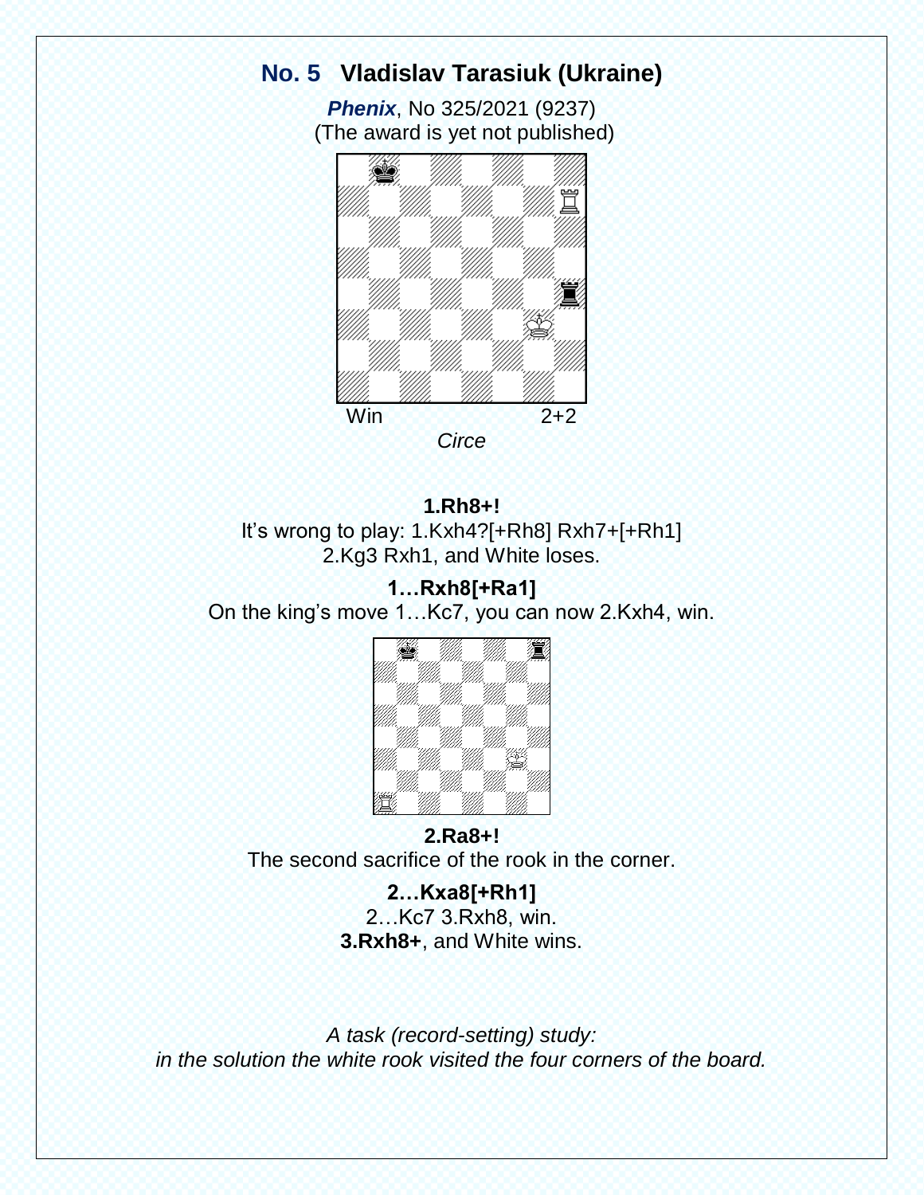## No. 5 Vladislav Tarasiuk (Ukraine)

***Phenix***, No 325/2021 (9237)
(The award is yet not published)

Win 2+2

*Circe*

**1.Rh8+!**
It's wrong to play: 1.Kxh4?[+Rh8] Rxh7+[+Rh1] 2.Kg3 Rxh1, and White loses.

**1…Rxh8[+Ra1]**
On the king's move 1…Kc7, you can now 2.Kxh4, win.

**2.Ra8+!**
The second sacrifice of the rook in the corner.

**2…Kxa8[+Rh1]**
2…Kc7 3.Rxh8, win.
**3.Rxh8+**, and White wins.

*A task (record-setting) study: in the solution the white rook visited the four corners of the board.*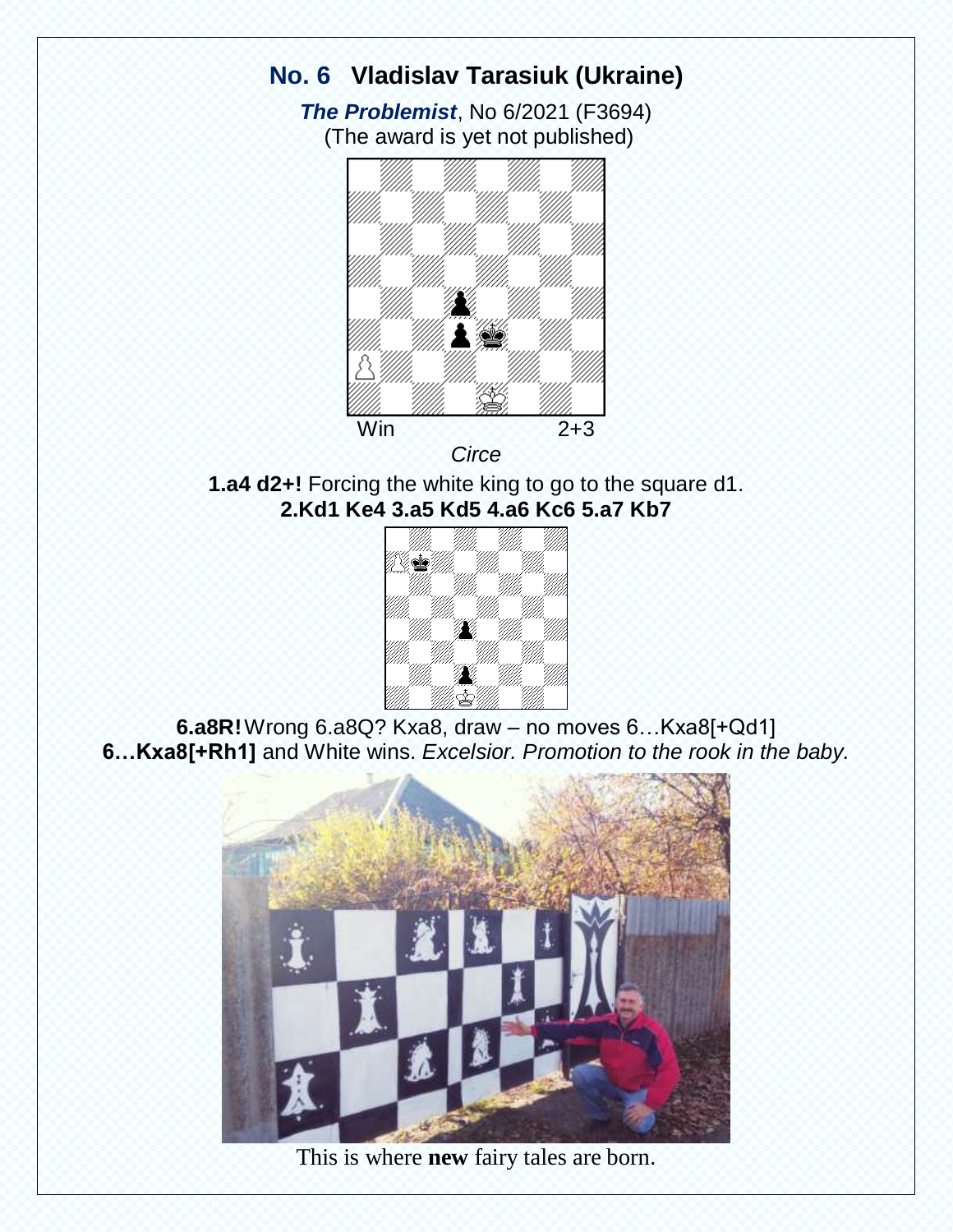## No. 6 Vladislav Tarasiuk (Ukraine)

***The Problemist***, No 6/2021 (F3694)
(The award is yet not published)

Win 2+3

*Circe*

**1.a4 d2+!** Forcing the white king to go to the square d1.
**2.Kd1 Ke4 3.a5 Kd5 4.a6 Kc6 5.a7 Kb7**

**6.a8R!** Wrong 6.a8Q? Kxa8, draw – no moves 6…Kxa8[+Qd1]
**6…Kxa8[+Rh1]** and White wins. *Excelsior. Promotion to the rook in the baby.*

This is where **new** fairy tales are born.